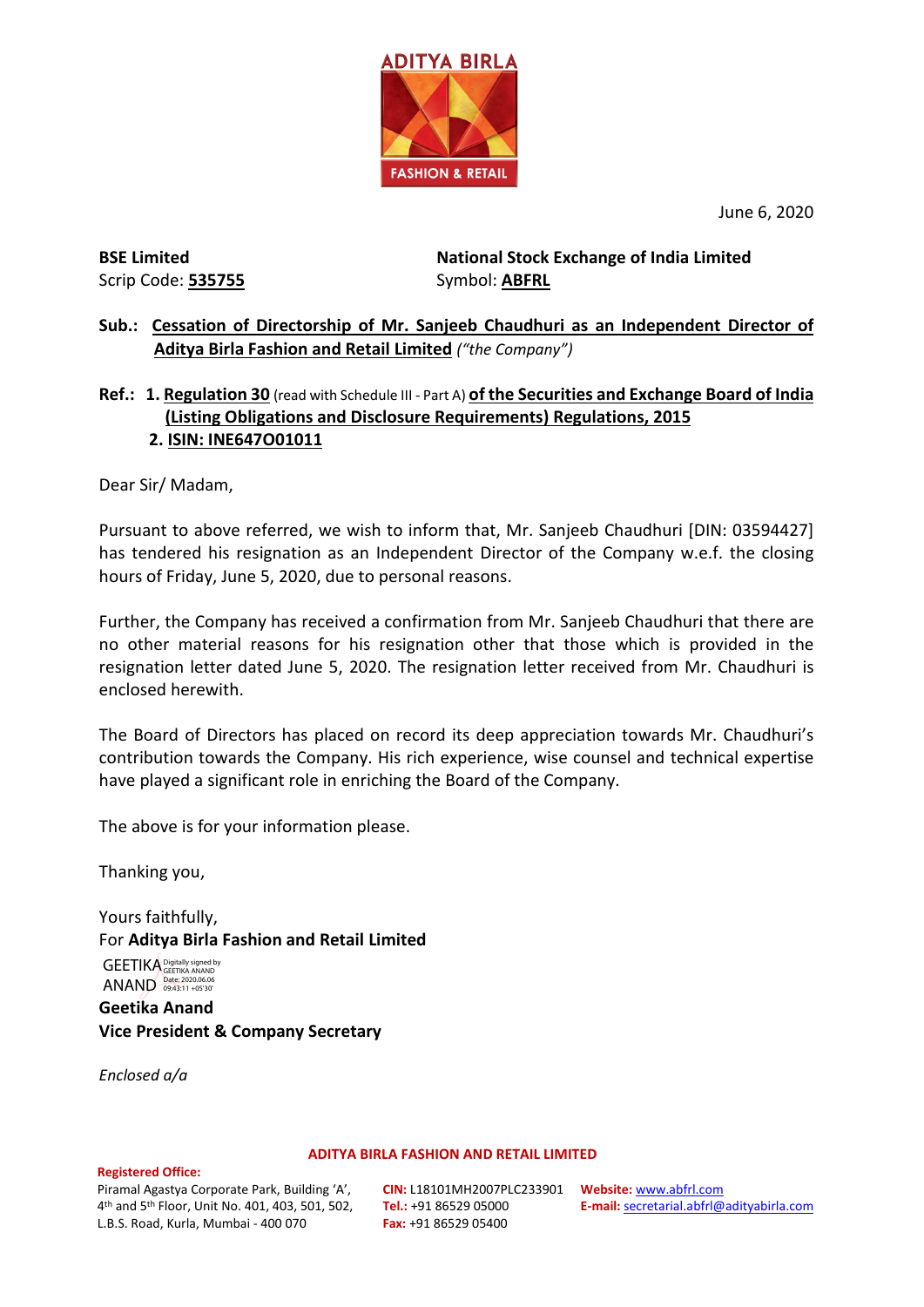June 6, 2020

**BSE Limited**
Scrip Code: **535755**

**National Stock Exchange of India Limited**
Symbol: **ABFRL**

**Sub.: Cessation of Directorship of Mr. Sanjeeb Chaudhuri as an Independent Director of Aditya Birla Fashion and Retail Limited** *("the Company")*

**Ref.: 1. Regulation 30** (read with Schedule III - Part A) **of the Securities and Exchange Board of India (Listing Obligations and Disclosure Requirements) Regulations, 2015**
**2. ISIN: INE647O01011**

Dear Sir/ Madam,

Pursuant to above referred, we wish to inform that, Mr. Sanjeeb Chaudhuri [DIN: 03594427] has tendered his resignation as an Independent Director of the Company w.e.f. the closing hours of Friday, June 5, 2020, due to personal reasons.

Further, the Company has received a confirmation from Mr. Sanjeeb Chaudhuri that there are no other material reasons for his resignation other that those which is provided in the resignation letter dated June 5, 2020. The resignation letter received from Mr. Chaudhuri is enclosed herewith.

The Board of Directors has placed on record its deep appreciation towards Mr. Chaudhuri's contribution towards the Company. His rich experience, wise counsel and technical expertise have played a significant role in enriching the Board of the Company.

The above is for your information please.

Thanking you,

Yours faithfully,
For **Aditya Birla Fashion and Retail Limited**

GEETIKA ANAND (Digitally signed by GEETIKA ANAND Date: 2020.06.06 09:43:11 +05'30')

**Geetika Anand**
**Vice President & Company Secretary**

*Enclosed a/a*

**ADITYA BIRLA FASHION AND RETAIL LIMITED**

**Registered Office:**
Piramal Agastya Corporate Park, Building 'A', 4th and 5th Floor, Unit No. 401, 403, 501, 502, L.B.S. Road, Kurla, Mumbai - 400 070

**CIN:** L18101MH2007PLC233901
**Tel.:** +91 86529 05000
**Fax:** +91 86529 05400

**Website:** www.abfrl.com
**E-mail:** secretarial.abfrl@adityabirla.com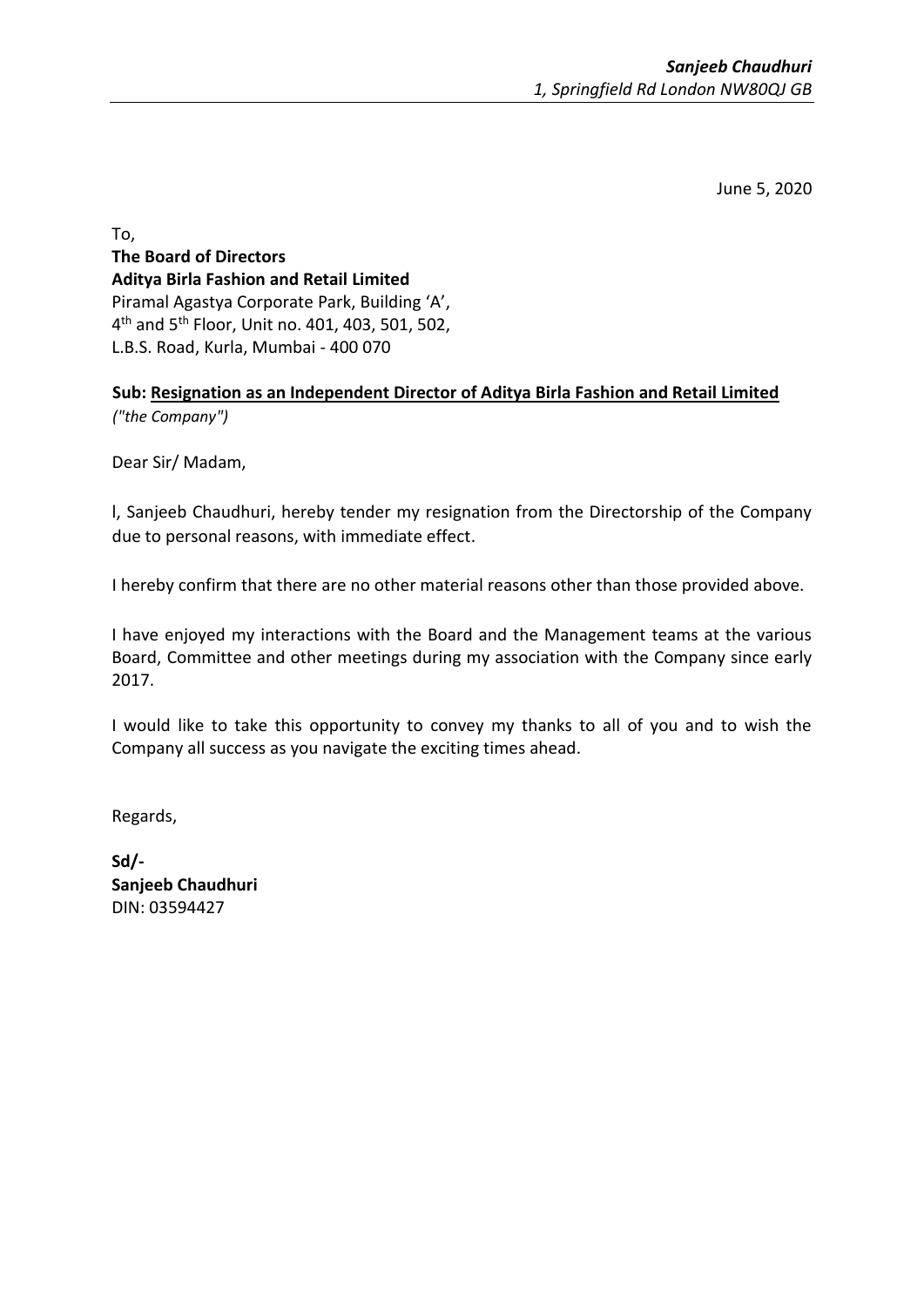*Sanjeeb Chaudhuri*
*1, Springfield Rd London NW80QJ GB*

June 5, 2020

To,
**The Board of Directors**
**Aditya Birla Fashion and Retail Limited**
Piramal Agastya Corporate Park, Building 'A',
4th and 5th Floor, Unit no. 401, 403, 501, 502,
L.B.S. Road, Kurla, Mumbai - 400 070

**Sub: <u>Resignation as an Independent Director of Aditya Birla Fashion and Retail Limited</u>**
*("the Company")*

Dear Sir/ Madam,

I, Sanjeeb Chaudhuri, hereby tender my resignation from the Directorship of the Company due to personal reasons, with immediate effect.

I hereby confirm that there are no other material reasons other than those provided above.

I have enjoyed my interactions with the Board and the Management teams at the various Board, Committee and other meetings during my association with the Company since early 2017.

I would like to take this opportunity to convey my thanks to all of you and to wish the Company all success as you navigate the exciting times ahead.

Regards,

**Sd/-**
**Sanjeeb Chaudhuri**
DIN: 03594427